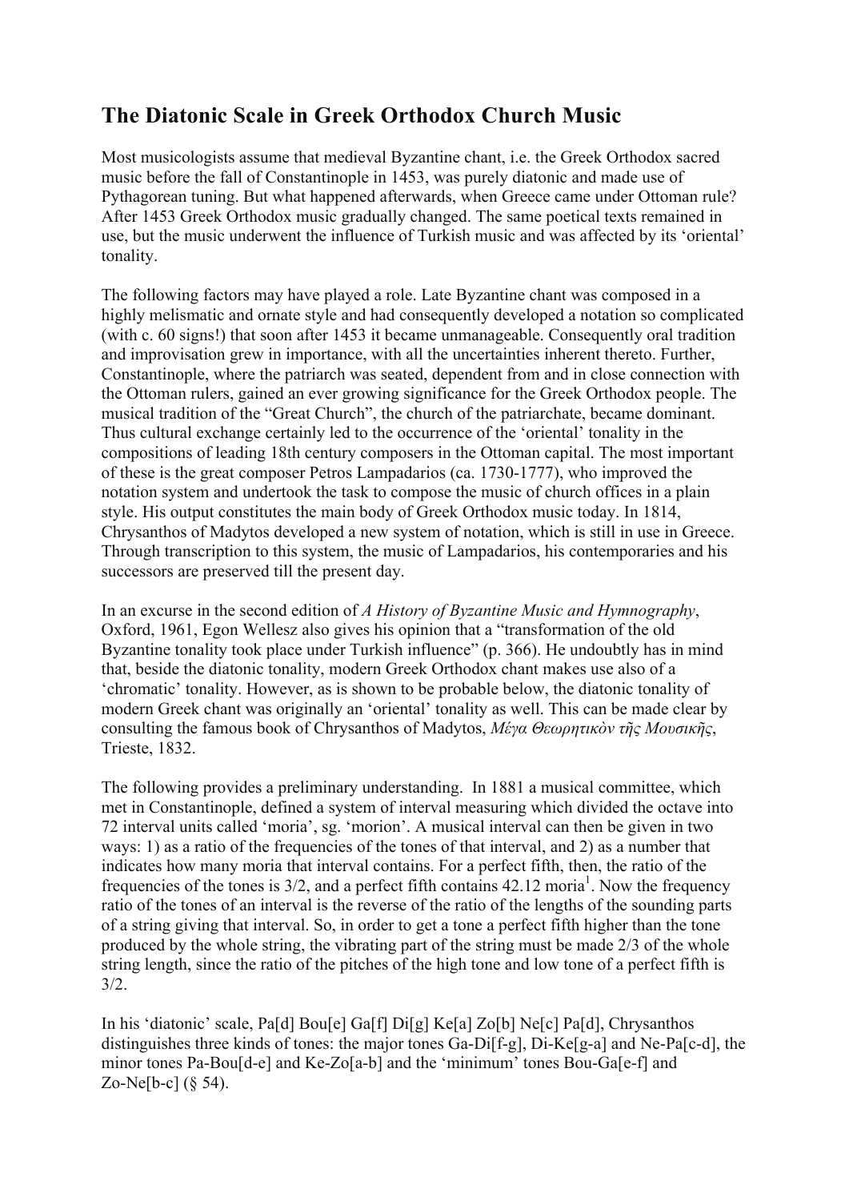# The Diatonic Scale in Greek Orthodox Church Music

Most musicologists assume that medieval Byzantine chant, i.e. the Greek Orthodox sacred music before the fall of Constantinople in 1453, was purely diatonic and made use of Pythagorean tuning. But what happened afterwards, when Greece came under Ottoman rule? After 1453 Greek Orthodox music gradually changed. The same poetical texts remained in use, but the music underwent the influence of Turkish music and was affected by its 'oriental' tonality.

The following factors may have played a role. Late Byzantine chant was composed in a highly melismatic and ornate style and had consequently developed a notation so complicated (with c. 60 signs!) that soon after 1453 it became unmanageable. Consequently oral tradition and improvisation grew in importance, with all the uncertainties inherent thereto. Further, Constantinople, where the patriarch was seated, dependent from and in close connection with the Ottoman rulers, gained an ever growing significance for the Greek Orthodox people. The musical tradition of the "Great Church", the church of the patriarchate, became dominant. Thus cultural exchange certainly led to the occurrence of the 'oriental' tonality in the compositions of leading 18th century composers in the Ottoman capital. The most important of these is the great composer Petros Lampadarios (ca. 1730-1777), who improved the notation system and undertook the task to compose the music of church offices in a plain style. His output constitutes the main body of Greek Orthodox music today. In 1814, Chrysanthos of Madytos developed a new system of notation, which is still in use in Greece. Through transcription to this system, the music of Lampadarios, his contemporaries and his successors are preserved till the present day.

In an excurse in the second edition of *A History of Byzantine Music and Hymnography*, Oxford, 1961, Egon Wellesz also gives his opinion that a "transformation of the old Byzantine tonality took place under Turkish influence" (p. 366). He undoubtly has in mind that, beside the diatonic tonality, modern Greek Orthodox chant makes use also of a 'chromatic' tonality. However, as is shown to be probable below, the diatonic tonality of modern Greek chant was originally an 'oriental' tonality as well. This can be made clear by consulting the famous book of Chrysanthos of Madytos, *Μέγα Θεωρητικὸν τῆς Μουσικῆς*, Trieste, 1832.

The following provides a preliminary understanding. In 1881 a musical committee, which met in Constantinople, defined a system of interval measuring which divided the octave into 72 interval units called 'moria', sg. 'morion'. A musical interval can then be given in two ways: 1) as a ratio of the frequencies of the tones of that interval, and 2) as a number that indicates how many moria that interval contains. For a perfect fifth, then, the ratio of the frequencies of the tones is 3/2, and a perfect fifth contains 42.12 moria[1]. Now the frequency ratio of the tones of an interval is the reverse of the ratio of the lengths of the sounding parts of a string giving that interval. So, in order to get a tone a perfect fifth higher than the tone produced by the whole string, the vibrating part of the string must be made 2/3 of the whole string length, since the ratio of the pitches of the high tone and low tone of a perfect fifth is 3/2.

In his 'diatonic' scale, Pa[d] Bou[e] Ga[f] Di[g] Ke[a] Zo[b] Ne[c] Pa[d], Chrysanthos distinguishes three kinds of tones: the major tones Ga-Di[f-g], Di-Ke[g-a] and Ne-Pa[c-d], the minor tones Pa-Bou[d-e] and Ke-Zo[a-b] and the 'minimum' tones Bou-Ga[e-f] and Zo-Ne[b-c] (§ 54).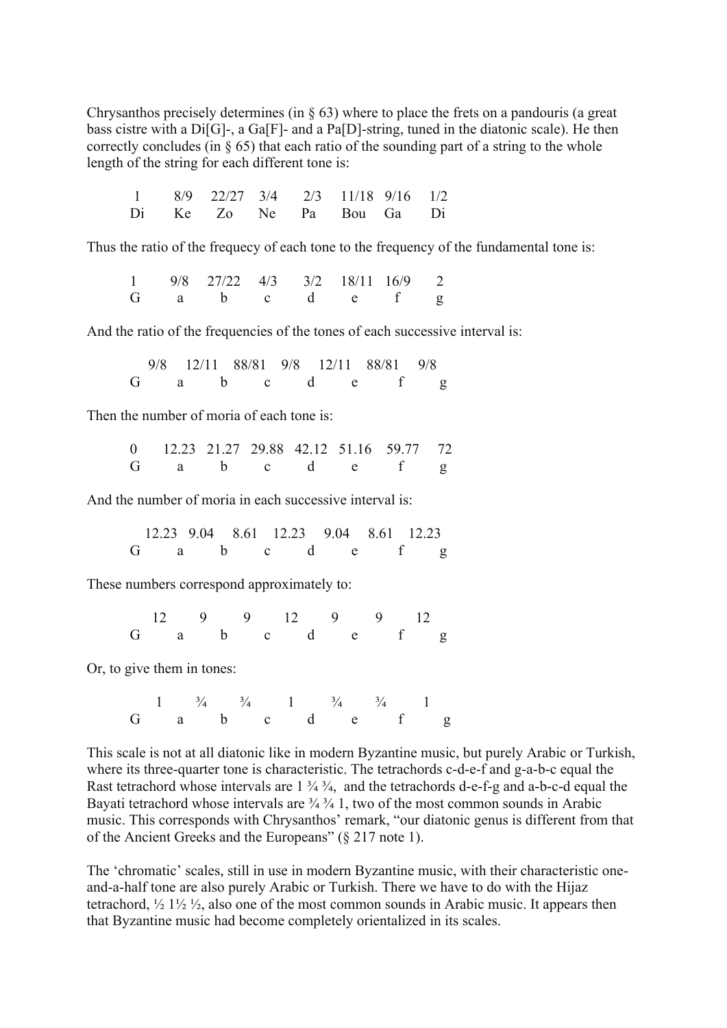Chrysanthos precisely determines (in § 63) where to place the frets on a pandouris (a great bass cistre with a Di[G]-, a Ga[F]- and a Pa[D]-string, tuned in the diatonic scale). He then correctly concludes (in § 65) that each ratio of the sounding part of a string to the whole length of the string for each different tone is:

| 1 | 8/9 | 22/27 | 3/4 | 2/3 | 11/18 | 9/16 | 1/2 |
|---|---|---|---|---|---|---|---|
| Di | Ke | Zo | Ne | Pa | Bou | Ga | Di |

Thus the ratio of the frequecy of each tone to the frequency of the fundamental tone is:

| 1 | 9/8 | 27/22 | 4/3 | 3/2 | 18/11 | 16/9 | 2 |
|---|---|---|---|---|---|---|---|
| G | a | b | c | d | e | f | g |

And the ratio of the frequencies of the tones of each successive interval is:

| | 9/8 | | 12/11 | | 88/81 | | 9/8 | | 12/11 | | 88/81 | | 9/8 | |
|---|---|---|---|---|---|---|---|---|---|---|---|---|---|---|
| G | | a | | b | | c | | d | | e | | f | | g |

Then the number of moria of each tone is:

| 0 | 12.23 | 21.27 | 29.88 | 42.12 | 51.16 | 59.77 | 72 |
|---|---|---|---|---|---|---|---|
| G | a | b | c | d | e | f | g |

And the number of moria in each successive interval is:

| | 12.23 | | 9.04 | | 8.61 | | 12.23 | | 9.04 | | 8.61 | | 12.23 | |
|---|---|---|---|---|---|---|---|---|---|---|---|---|---|---|
| G | | a | | b | | c | | d | | e | | f | | g |

These numbers correspond approximately to:

| | 12 | | 9 | | 9 | | 12 | | 9 | | 9 | | 12 | |
|---|---|---|---|---|---|---|---|---|---|---|---|---|---|---|
| G | | a | | b | | c | | d | | e | | f | | g |

Or, to give them in tones:

| | 1 | | ¾ | | ¾ | | 1 | | ¾ | | ¾ | | 1 | |
|---|---|---|---|---|---|---|---|---|---|---|---|---|---|---|
| G | | a | | b | | c | | d | | e | | f | | g |

This scale is not at all diatonic like in modern Byzantine music, but purely Arabic or Turkish, where its three-quarter tone is characteristic. The tetrachords c-d-e-f and g-a-b-c equal the Rast tetrachord whose intervals are 1 ¾ ¾, and the tetrachords d-e-f-g and a-b-c-d equal the Bayati tetrachord whose intervals are ¾ ¾ 1, two of the most common sounds in Arabic music. This corresponds with Chrysanthos' remark, "our diatonic genus is different from that of the Ancient Greeks and the Europeans" (§ 217 note 1).

The 'chromatic' scales, still in use in modern Byzantine music, with their characteristic one-and-a-half tone are also purely Arabic or Turkish. There we have to do with the Hijaz tetrachord, ½ 1½ ½, also one of the most common sounds in Arabic music. It appears then that Byzantine music had become completely orientalized in its scales.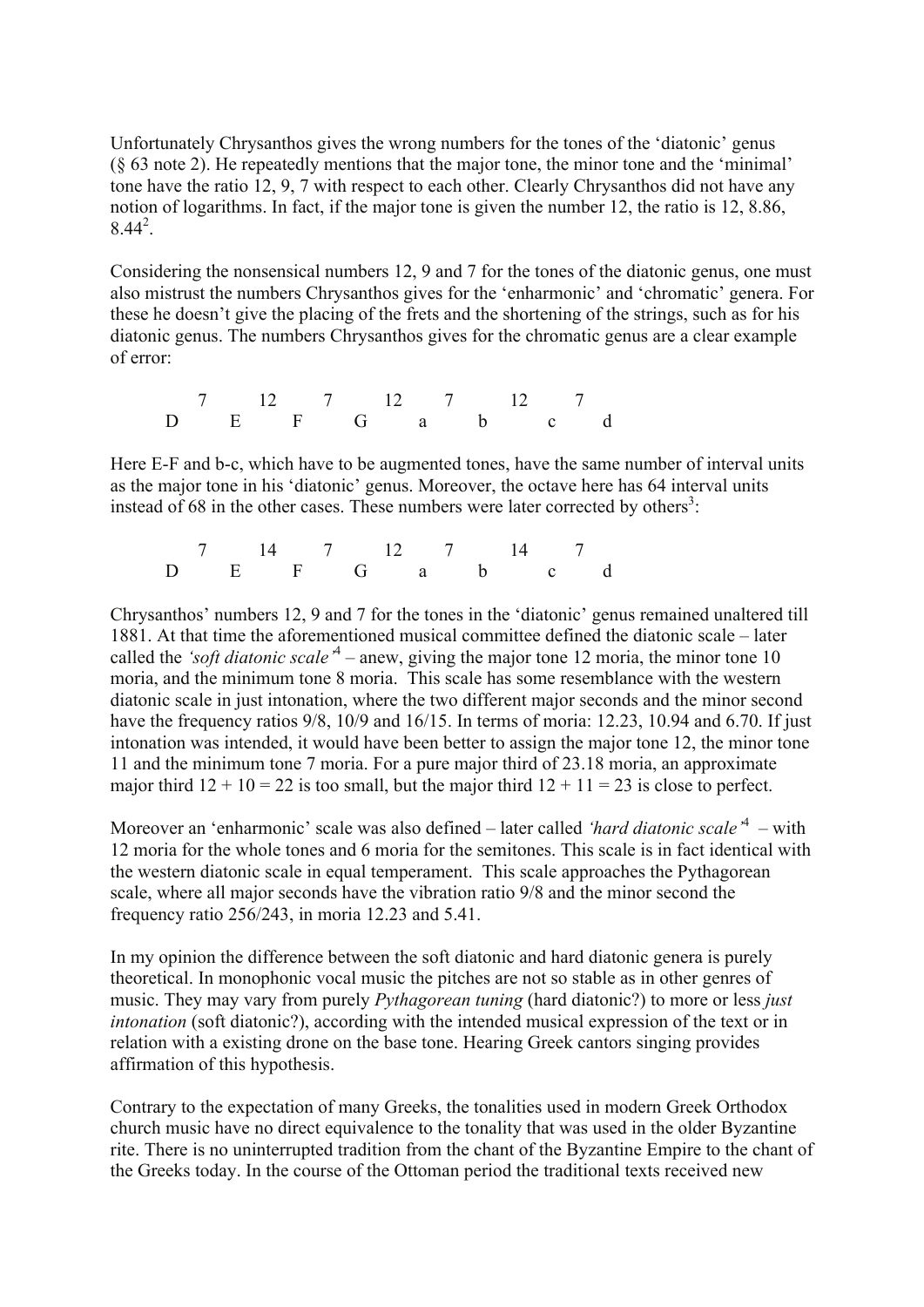Unfortunately Chrysanthos gives the wrong numbers for the tones of the 'diatonic' genus (§ 63 note 2). He repeatedly mentions that the major tone, the minor tone and the 'minimal' tone have the ratio 12, 9, 7 with respect to each other. Clearly Chrysanthos did not have any notion of logarithms. In fact, if the major tone is given the number 12, the ratio is 12, 8.86, 8.44[2].

Considering the nonsensical numbers 12, 9 and 7 for the tones of the diatonic genus, one must also mistrust the numbers Chrysanthos gives for the 'enharmonic' and 'chromatic' genera. For these he doesn't give the placing of the frets and the shortening of the strings, such as for his diatonic genus. The numbers Chrysanthos gives for the chromatic genus are a clear example of error:

```
      7       12       7       12       7       12       7
  D       E        F       G        a       b        c       d
```

Here E-F and b-c, which have to be augmented tones, have the same number of interval units as the major tone in his 'diatonic' genus. Moreover, the octave here has 64 interval units instead of 68 in the other cases. These numbers were later corrected by others[3]:

```
      7       14       7       12       7       14       7
  D       E        F       G        a       b        c       d
```

Chrysanthos' numbers 12, 9 and 7 for the tones in the 'diatonic' genus remained unaltered till 1881. At that time the aforementioned musical committee defined the diatonic scale – later called the *'soft diatonic scale'*[4] – anew, giving the major tone 12 moria, the minor tone 10 moria, and the minimum tone 8 moria. This scale has some resemblance with the western diatonic scale in just intonation, where the two different major seconds and the minor second have the frequency ratios 9/8, 10/9 and 16/15. In terms of moria: 12.23, 10.94 and 6.70. If just intonation was intended, it would have been better to assign the major tone 12, the minor tone 11 and the minimum tone 7 moria. For a pure major third of 23.18 moria, an approximate major third 12 + 10 = 22 is too small, but the major third 12 + 11 = 23 is close to perfect.

Moreover an 'enharmonic' scale was also defined – later called *'hard diatonic scale'*[4] – with 12 moria for the whole tones and 6 moria for the semitones. This scale is in fact identical with the western diatonic scale in equal temperament. This scale approaches the Pythagorean scale, where all major seconds have the vibration ratio 9/8 and the minor second the frequency ratio 256/243, in moria 12.23 and 5.41.

In my opinion the difference between the soft diatonic and hard diatonic genera is purely theoretical. In monophonic vocal music the pitches are not so stable as in other genres of music. They may vary from purely *Pythagorean tuning* (hard diatonic?) to more or less *just intonation* (soft diatonic?), according with the intended musical expression of the text or in relation with a existing drone on the base tone. Hearing Greek cantors singing provides affirmation of this hypothesis.

Contrary to the expectation of many Greeks, the tonalities used in modern Greek Orthodox church music have no direct equivalence to the tonality that was used in the older Byzantine rite. There is no uninterrupted tradition from the chant of the Byzantine Empire to the chant of the Greeks today. In the course of the Ottoman period the traditional texts received new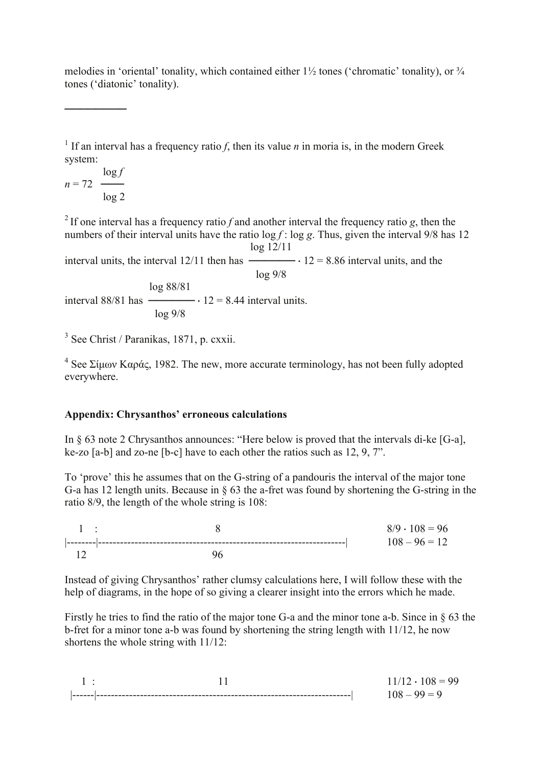melodies in 'oriental' tonality, which contained either 1½ tones ('chromatic' tonality), or ¾ tones ('diatonic' tonality).

---

[1] If an interval has a frequency ratio $f$, then its value $n$ in moria is, in the modern Greek system:

$$n = 72 \frac{\log f}{\log 2}$$

[2] If one interval has a frequency ratio $f$ and another interval the frequency ratio $g$, then the numbers of their interval units have the ratio $\log f : \log g$. Thus, given the interval 9/8 has 12 interval units, the interval 12/11 then has $\frac{\log 12/11}{\log 9/8} \cdot 12 = 8.86$ interval units, and the interval 88/81 has $\frac{\log 88/81}{\log 9/8} \cdot 12 = 8.44$ interval units.

[3] See Christ / Paranikas, 1871, p. cxxii.

[4] See Σίμων Καράς, 1982. The new, more accurate terminology, has not been fully adopted everywhere.

**Appendix: Chrysanthos' erroneous calculations**

In § 63 note 2 Chrysanthos announces: "Here below is proved that the intervals di-ke [G-a], ke-zo [a-b] and zo-ne [b-c] have to each other the ratios such as 12, 9, 7".

To 'prove' this he assumes that on the G-string of a pandouris the interval of the major tone G-a has 12 length units. Because in § 63 the a-fret was found by shortening the G-string in the ratio 8/9, the length of the whole string is 108:

```
    1   :                          8                                      8/9 · 108 = 96
|--------|--------------------------------------------------------------------|     108 – 96 = 12
   12                             96
```

Instead of giving Chrysanthos' rather clumsy calculations here, I will follow these with the help of diagrams, in the hope of so giving a clearer insight into the errors which he made.

Firstly he tries to find the ratio of the major tone G-a and the minor tone a-b. Since in § 63 the b-fret for a minor tone a-b was found by shortening the string length with 11/12, he now shortens the whole string with 11/12:

```
    1  :                           11                                     11/12 · 108 = 99
 |------|---------------------------------------------------------------------|    108 – 99 = 9
```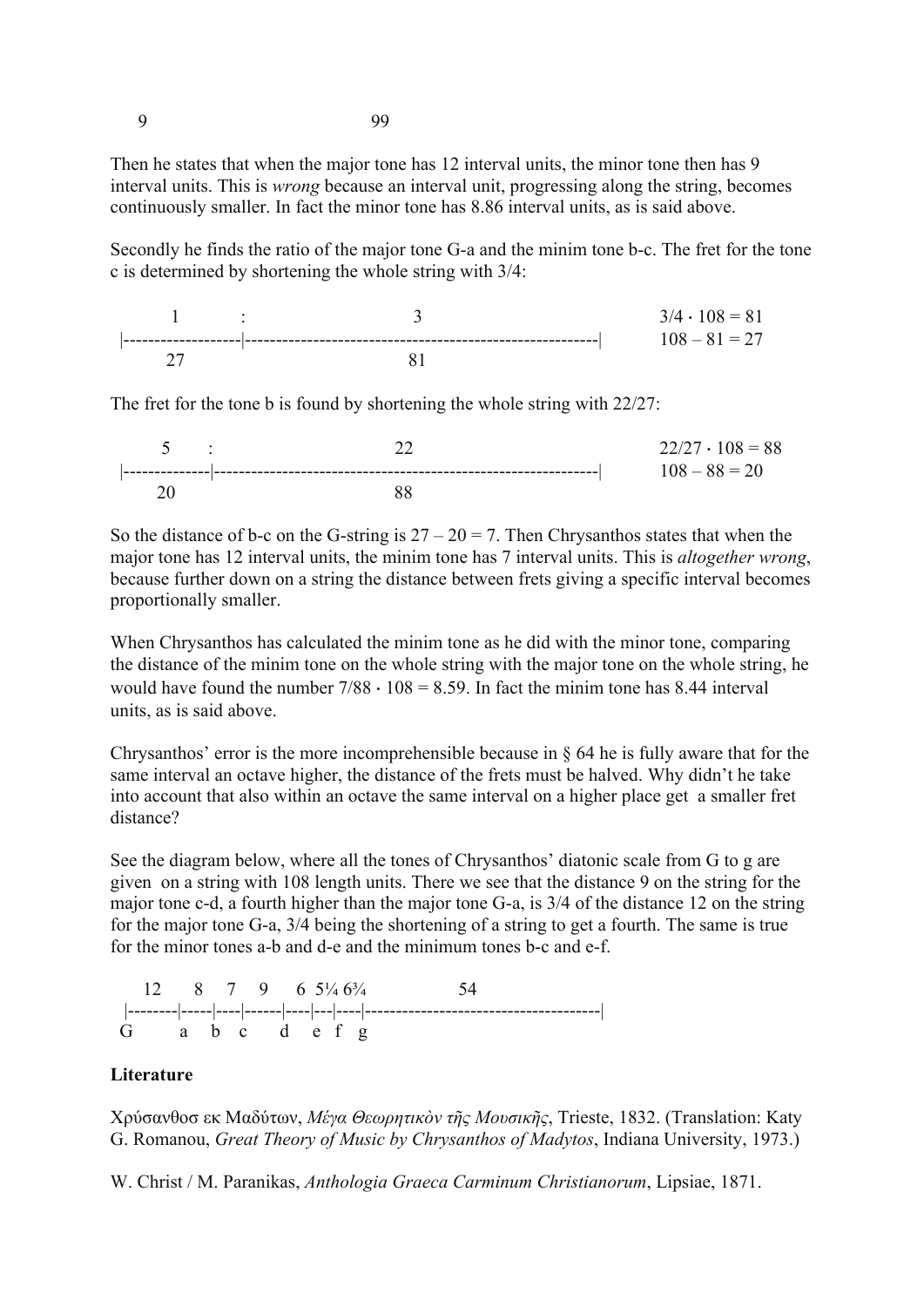9 99

Then he states that when the major tone has 12 interval units, the minor tone then has 9 interval units. This is *wrong* because an interval unit, progressing along the string, becomes continuously smaller. In fact the minor tone has 8.86 interval units, as is said above.

Secondly he finds the ratio of the major tone G-a and the minim tone b-c. The fret for the tone c is determined by shortening the whole string with 3/4:

```
       1          :                         3                                        3/4 · 108 = 81
 |-----------------|------------------------------------------------------|         108 – 81 = 27
       27                                   81
```

The fret for the tone b is found by shortening the whole string with 22/27:

```
       5      :                          22                                      22/27 · 108 = 88
 |-------------|-------------------------------------------------------------|   108 – 88 = 20
       20                                88
```

So the distance of b-c on the G-string is $27 – 20 = 7$. Then Chrysanthos states that when the major tone has 12 interval units, the minim tone has 7 interval units. This is *altogether wrong*, because further down on a string the distance between frets giving a specific interval becomes proportionally smaller.

When Chrysanthos has calculated the minim tone as he did with the minor tone, comparing the distance of the minim tone on the whole string with the major tone on the whole string, he would have found the number $7/88 \cdot 108 = 8.59$. In fact the minim tone has 8.44 interval units, as is said above.

Chrysanthos' error is the more incomprehensible because in § 64 he is fully aware that for the same interval an octave higher, the distance of the frets must be halved. Why didn't he take into account that also within an octave the same interval on a higher place get a smaller fret distance?

See the diagram below, where all the tones of Chrysanthos' diatonic scale from G to g are given on a string with 108 length units. There we see that the distance 9 on the string for the major tone c-d, a fourth higher than the major tone G-a, is 3/4 of the distance 12 on the string for the major tone G-a, 3/4 being the shortening of a string to get a fourth. The same is true for the minor tones a-b and d-e and the minimum tones b-c and e-f.

```
     12      8     7     9      6  5¼ 6¾               54
  |--------|-----|----|------|----|---|----|-------------------------------------|
 G        a    b    c      d    e   f   g
```

**Literature**

Χρύσανθοσ εκ Μαδύτων, *Μέγα Θεωρητικὸν τῆς Μουσικῆς*, Trieste, 1832. (Translation: Katy G. Romanou, *Great Theory of Music by Chrysanthos of Madytos*, Indiana University, 1973.)

W. Christ / M. Paranikas, *Anthologia Graeca Carminum Christianorum*, Lipsiae, 1871.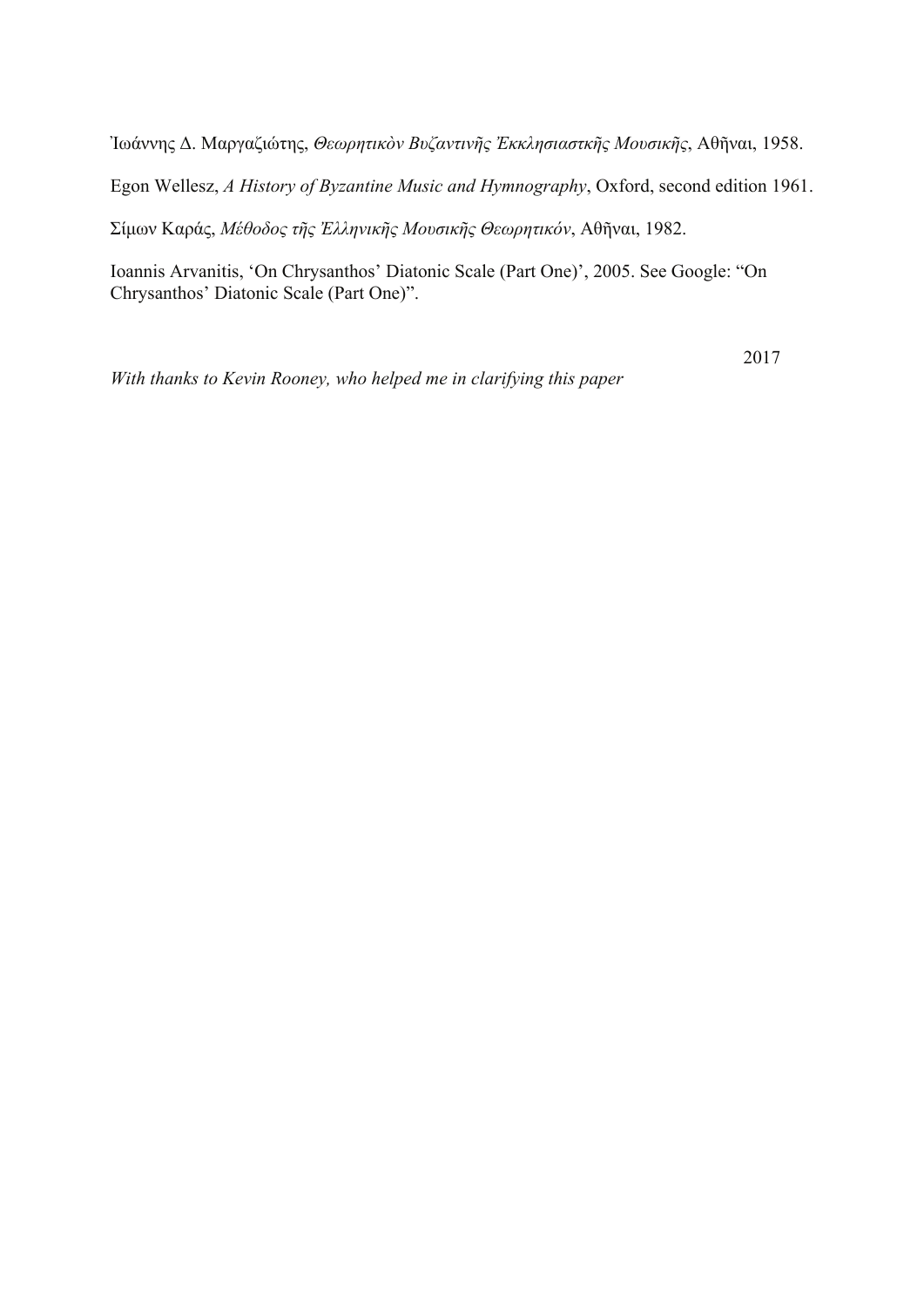Ἰωάννης Δ. Μαργαζιώτης, *Θεωρητικὸν Βυζαντινῆς Ἐκκλησιαστικῆς Μουσικῆς*, Ἀθῆναι, 1958.

Egon Wellesz, *A History of Byzantine Music and Hymnography*, Oxford, second edition 1961.

Σίμων Καράς, *Μέθοδος τῆς Ἑλληνικῆς Μουσικῆς Θεωρητικόν*, Ἀθῆναι, 1982.

Ioannis Arvanitis, 'On Chrysanthos' Diatonic Scale (Part One)', 2005. See Google: "On Chrysanthos' Diatonic Scale (Part One)".

2017

*With thanks to Kevin Rooney, who helped me in clarifying this paper*